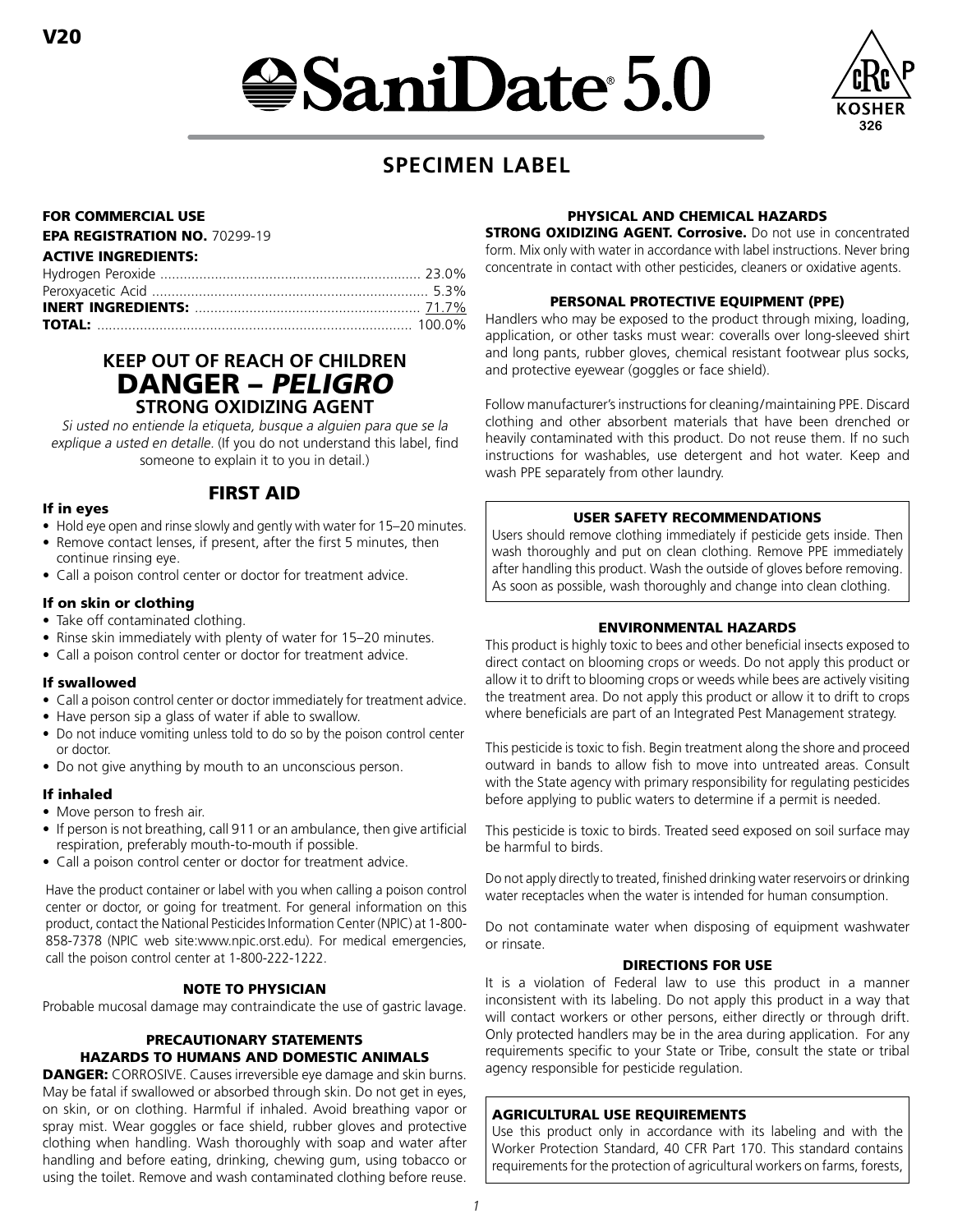V20

# SaniDate® 5.0

cRc P KOSHER 326

## SPECIMEN LABEL

**FOR COMMERCIAL USE**

**EPA REGISTRATION NO.** 70299-19

**ACTIVE INGREDIENTS:**

| | |
|---|---|
| Hydrogen Peroxide | 23.0% |
| Peroxyacetic Acid | 5.3% |
| **INERT INGREDIENTS:** | 71.7% |
| **TOTAL:** | 100.0% |

### KEEP OUT OF REACH OF CHILDREN

# DANGER – *PELIGRO*

### STRONG OXIDIZING AGENT

*Si usted no entiende la etiqueta, busque a alguien para que se la explique a usted en detalle.* (If you do not understand this label, find someone to explain it to you in detail.)

## FIRST AID

**If in eyes**

- Hold eye open and rinse slowly and gently with water for 15–20 minutes.
- Remove contact lenses, if present, after the first 5 minutes, then continue rinsing eye.
- Call a poison control center or doctor for treatment advice.

**If on skin or clothing**

- Take off contaminated clothing.
- Rinse skin immediately with plenty of water for 15–20 minutes.
- Call a poison control center or doctor for treatment advice.

**If swallowed**

- Call a poison control center or doctor immediately for treatment advice.
- Have person sip a glass of water if able to swallow.
- Do not induce vomiting unless told to do so by the poison control center or doctor.
- Do not give anything by mouth to an unconscious person.

**If inhaled**

- Move person to fresh air.
- If person is not breathing, call 911 or an ambulance, then give artificial respiration, preferably mouth-to-mouth if possible.
- Call a poison control center or doctor for treatment advice.

Have the product container or label with you when calling a poison control center or doctor, or going for treatment. For general information on this product, contact the National Pesticides Information Center (NPIC) at 1-800-858-7378 (NPIC web site:www.npic.orst.edu). For medical emergencies, call the poison control center at 1-800-222-1222.

### NOTE TO PHYSICIAN

Probable mucosal damage may contraindicate the use of gastric lavage.

### PRECAUTIONARY STATEMENTS
### HAZARDS TO HUMANS AND DOMESTIC ANIMALS

**DANGER:** CORROSIVE. Causes irreversible eye damage and skin burns. May be fatal if swallowed or absorbed through skin. Do not get in eyes, on skin, or on clothing. Harmful if inhaled. Avoid breathing vapor or spray mist. Wear goggles or face shield, rubber gloves and protective clothing when handling. Wash thoroughly with soap and water after handling and before eating, drinking, chewing gum, using tobacco or using the toilet. Remove and wash contaminated clothing before reuse.

### PHYSICAL AND CHEMICAL HAZARDS

**STRONG OXIDIZING AGENT. Corrosive.** Do not use in concentrated form. Mix only with water in accordance with label instructions. Never bring concentrate in contact with other pesticides, cleaners or oxidative agents.

### PERSONAL PROTECTIVE EQUIPMENT (PPE)

Handlers who may be exposed to the product through mixing, loading, application, or other tasks must wear: coveralls over long-sleeved shirt and long pants, rubber gloves, chemical resistant footwear plus socks, and protective eyewear (goggles or face shield).

Follow manufacturer's instructions for cleaning/maintaining PPE. Discard clothing and other absorbent materials that have been drenched or heavily contaminated with this product. Do not reuse them. If no such instructions for washables, use detergent and hot water. Keep and wash PPE separately from other laundry.

### USER SAFETY RECOMMENDATIONS

Users should remove clothing immediately if pesticide gets inside. Then wash thoroughly and put on clean clothing. Remove PPE immediately after handling this product. Wash the outside of gloves before removing. As soon as possible, wash thoroughly and change into clean clothing.

### ENVIRONMENTAL HAZARDS

This product is highly toxic to bees and other beneficial insects exposed to direct contact on blooming crops or weeds. Do not apply this product or allow it to drift to blooming crops or weeds while bees are actively visiting the treatment area. Do not apply this product or allow it to drift to crops where beneficials are part of an Integrated Pest Management strategy.

This pesticide is toxic to fish. Begin treatment along the shore and proceed outward in bands to allow fish to move into untreated areas. Consult with the State agency with primary responsibility for regulating pesticides before applying to public waters to determine if a permit is needed.

This pesticide is toxic to birds. Treated seed exposed on soil surface may be harmful to birds.

Do not apply directly to treated, finished drinking water reservoirs or drinking water receptacles when the water is intended for human consumption.

Do not contaminate water when disposing of equipment washwater or rinsate.

### DIRECTIONS FOR USE

It is a violation of Federal law to use this product in a manner inconsistent with its labeling. Do not apply this product in a way that will contact workers or other persons, either directly or through drift. Only protected handlers may be in the area during application. For any requirements specific to your State or Tribe, consult the state or tribal agency responsible for pesticide regulation.

### AGRICULTURAL USE REQUIREMENTS

Use this product only in accordance with its labeling and with the Worker Protection Standard, 40 CFR Part 170. This standard contains requirements for the protection of agricultural workers on farms, forests,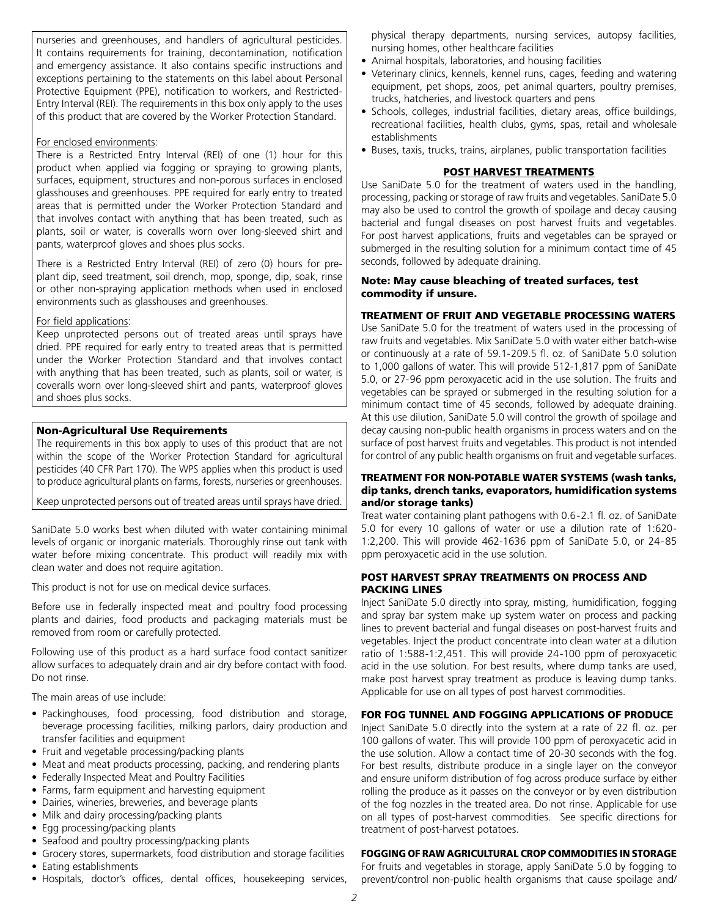nurseries and greenhouses, and handlers of agricultural pesticides. It contains requirements for training, decontamination, notification and emergency assistance. It also contains specific instructions and exceptions pertaining to the statements on this label about Personal Protective Equipment (PPE), notification to workers, and Restricted-Entry Interval (REI). The requirements in this box only apply to the uses of this product that are covered by the Worker Protection Standard.

For enclosed environments:

There is a Restricted Entry Interval (REI) of one (1) hour for this product when applied via fogging or spraying to growing plants, surfaces, equipment, structures and non-porous surfaces in enclosed glasshouses and greenhouses. PPE required for early entry to treated areas that is permitted under the Worker Protection Standard and that involves contact with anything that has been treated, such as plants, soil or water, is coveralls worn over long-sleeved shirt and pants, waterproof gloves and shoes plus socks.

There is a Restricted Entry Interval (REI) of zero (0) hours for pre-plant dip, seed treatment, soil drench, mop, sponge, dip, soak, rinse or other non-spraying application methods when used in enclosed environments such as glasshouses and greenhouses.

For field applications:

Keep unprotected persons out of treated areas until sprays have dried. PPE required for early entry to treated areas that is permitted under the Worker Protection Standard and that involves contact with anything that has been treated, such as plants, soil or water, is coveralls worn over long-sleeved shirt and pants, waterproof gloves and shoes plus socks.

**Non-Agricultural Use Requirements**

The requirements in this box apply to uses of this product that are not within the scope of the Worker Protection Standard for agricultural pesticides (40 CFR Part 170). The WPS applies when this product is used to produce agricultural plants on farms, forests, nurseries or greenhouses.

Keep unprotected persons out of treated areas until sprays have dried.

SaniDate 5.0 works best when diluted with water containing minimal levels of organic or inorganic materials. Thoroughly rinse out tank with water before mixing concentrate. This product will readily mix with clean water and does not require agitation.

This product is not for use on medical device surfaces.

Before use in federally inspected meat and poultry food processing plants and dairies, food products and packaging materials must be removed from room or carefully protected.

Following use of this product as a hard surface food contact sanitizer allow surfaces to adequately drain and air dry before contact with food. Do not rinse.

The main areas of use include:

- Packinghouses, food processing, food distribution and storage, beverage processing facilities, milking parlors, dairy production and transfer facilities and equipment
- Fruit and vegetable processing/packing plants
- Meat and meat products processing, packing, and rendering plants
- Federally Inspected Meat and Poultry Facilities
- Farms, farm equipment and harvesting equipment
- Dairies, wineries, breweries, and beverage plants
- Milk and dairy processing/packing plants
- Egg processing/packing plants
- Seafood and poultry processing/packing plants
- Grocery stores, supermarkets, food distribution and storage facilities
- Eating establishments
- Hospitals, doctor's offices, dental offices, housekeeping services, physical therapy departments, nursing services, autopsy facilities, nursing homes, other healthcare facilities
- Animal hospitals, laboratories, and housing facilities
- Veterinary clinics, kennels, kennel runs, cages, feeding and watering equipment, pet shops, zoos, pet animal quarters, poultry premises, trucks, hatcheries, and livestock quarters and pens
- Schools, colleges, industrial facilities, dietary areas, office buildings, recreational facilities, health clubs, gyms, spas, retail and wholesale establishments
- Buses, taxis, trucks, trains, airplanes, public transportation facilities

## POST HARVEST TREATMENTS

Use SaniDate 5.0 for the treatment of waters used in the handling, processing, packing or storage of raw fruits and vegetables. SaniDate 5.0 may also be used to control the growth of spoilage and decay causing bacterial and fungal diseases on post harvest fruits and vegetables. For post harvest applications, fruits and vegetables can be sprayed or submerged in the resulting solution for a minimum contact time of 45 seconds, followed by adequate draining.

**Note: May cause bleaching of treated surfaces, test commodity if unsure.**

### TREATMENT OF FRUIT AND VEGETABLE PROCESSING WATERS

Use SaniDate 5.0 for the treatment of waters used in the processing of raw fruits and vegetables. Mix SaniDate 5.0 with water either batch-wise or continuously at a rate of 59.1-209.5 fl. oz. of SaniDate 5.0 solution to 1,000 gallons of water. This will provide 512-1,817 ppm of SaniDate 5.0, or 27-96 ppm peroxyacetic acid in the use solution. The fruits and vegetables can be sprayed or submerged in the resulting solution for a minimum contact time of 45 seconds, followed by adequate draining. At this use dilution, SaniDate 5.0 will control the growth of spoilage and decay causing non-public health organisms in process waters and on the surface of post harvest fruits and vegetables. This product is not intended for control of any public health organisms on fruit and vegetable surfaces.

### TREATMENT FOR NON-POTABLE WATER SYSTEMS (wash tanks, dip tanks, drench tanks, evaporators, humidification systems and/or storage tanks)

Treat water containing plant pathogens with 0.6-2.1 fl. oz. of SaniDate 5.0 for every 10 gallons of water or use a dilution rate of 1:620-1:2,200. This will provide 462-1636 ppm of SaniDate 5.0, or 24-85 ppm peroxyacetic acid in the use solution.

### POST HARVEST SPRAY TREATMENTS ON PROCESS AND PACKING LINES

Inject SaniDate 5.0 directly into spray, misting, humidification, fogging and spray bar system make up system water on process and packing lines to prevent bacterial and fungal diseases on post-harvest fruits and vegetables. Inject the product concentrate into clean water at a dilution ratio of 1:588-1:2,451. This will provide 24-100 ppm of peroxyacetic acid in the use solution. For best results, where dump tanks are used, make post harvest spray treatment as produce is leaving dump tanks. Applicable for use on all types of post harvest commodities.

### FOR FOG TUNNEL AND FOGGING APPLICATIONS OF PRODUCE

Inject SaniDate 5.0 directly into the system at a rate of 22 fl. oz. per 100 gallons of water. This will provide 100 ppm of peroxyacetic acid in the use solution. Allow a contact time of 20-30 seconds with the fog. For best results, distribute produce in a single layer on the conveyor and ensure uniform distribution of fog across produce surface by either rolling the produce as it passes on the conveyor or by even distribution of the fog nozzles in the treated area. Do not rinse. Applicable for use on all types of post-harvest commodities. See specific directions for treatment of post-harvest potatoes.

### FOGGING OF RAW AGRICULTURAL CROP COMMODITIES IN STORAGE

For fruits and vegetables in storage, apply SaniDate 5.0 by fogging to prevent/control non-public health organisms that cause spoilage and/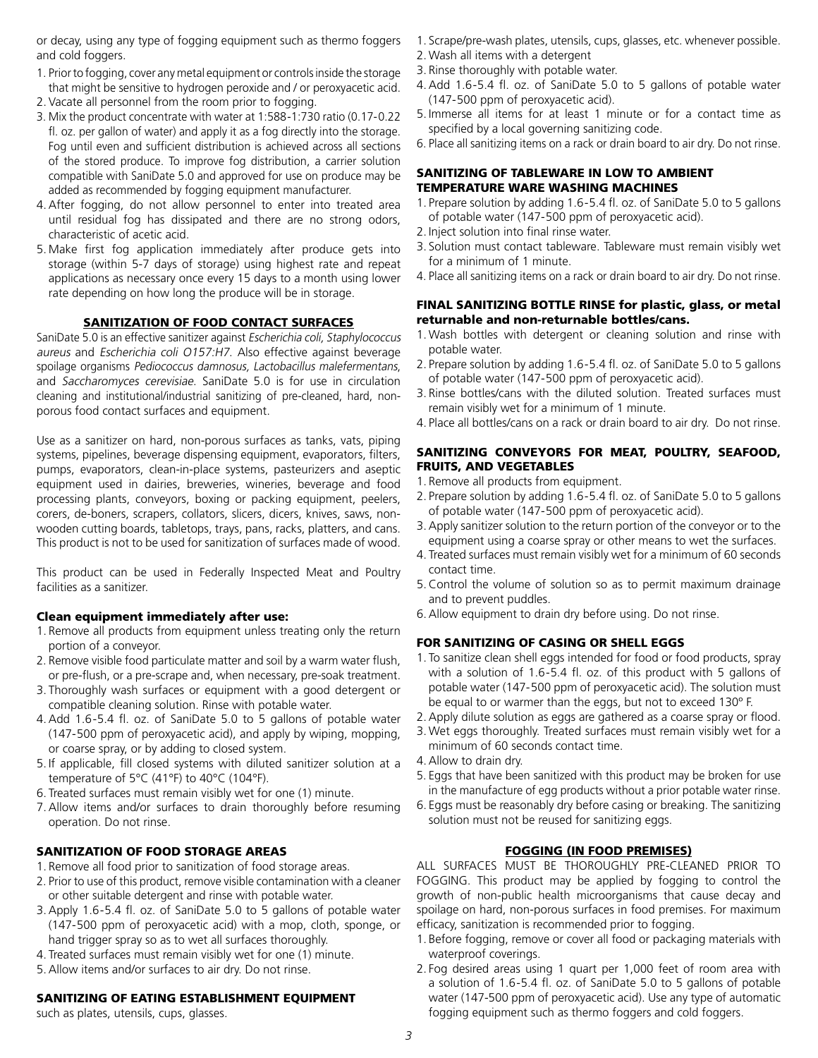or decay, using any type of fogging equipment such as thermo foggers and cold foggers.

1. Prior to fogging, cover any metal equipment or controls inside the storage that might be sensitive to hydrogen peroxide and / or peroxyacetic acid.
2. Vacate all personnel from the room prior to fogging.
3. Mix the product concentrate with water at 1:588-1:730 ratio (0.17-0.22 fl. oz. per gallon of water) and apply it as a fog directly into the storage. Fog until even and sufficient distribution is achieved across all sections of the stored produce. To improve fog distribution, a carrier solution compatible with SaniDate 5.0 and approved for use on produce may be added as recommended by fogging equipment manufacturer.
4. After fogging, do not allow personnel to enter into treated area until residual fog has dissipated and there are no strong odors, characteristic of acetic acid.
5. Make first fog application immediately after produce gets into storage (within 5-7 days of storage) using highest rate and repeat applications as necessary once every 15 days to a month using lower rate depending on how long the produce will be in storage.

## SANITIZATION OF FOOD CONTACT SURFACES

SaniDate 5.0 is an effective sanitizer against *Escherichia coli, Staphylococcus aureus* and *Escherichia coli O157:H7.* Also effective against beverage spoilage organisms *Pediococcus damnosus, Lactobacillus malefermentans*, and *Saccharomyces cerevisiae.* SaniDate 5.0 is for use in circulation cleaning and institutional/industrial sanitizing of pre-cleaned, hard, non-porous food contact surfaces and equipment.

Use as a sanitizer on hard, non-porous surfaces as tanks, vats, piping systems, pipelines, beverage dispensing equipment, evaporators, filters, pumps, evaporators, clean-in-place systems, pasteurizers and aseptic equipment used in dairies, breweries, wineries, beverage and food processing plants, conveyors, boxing or packing equipment, peelers, corers, de-boners, scrapers, collators, slicers, dicers, knives, saws, non-wooden cutting boards, tabletops, trays, pans, racks, platters, and cans. This product is not to be used for sanitization of surfaces made of wood.

This product can be used in Federally Inspected Meat and Poultry facilities as a sanitizer.

### Clean equipment immediately after use:

1. Remove all products from equipment unless treating only the return portion of a conveyor.
2. Remove visible food particulate matter and soil by a warm water flush, or pre-flush, or a pre-scrape and, when necessary, pre-soak treatment.
3. Thoroughly wash surfaces or equipment with a good detergent or compatible cleaning solution. Rinse with potable water.
4. Add 1.6-5.4 fl. oz. of SaniDate 5.0 to 5 gallons of potable water (147-500 ppm of peroxyacetic acid), and apply by wiping, mopping, or coarse spray, or by adding to closed system.
5. If applicable, fill closed systems with diluted sanitizer solution at a temperature of 5°C (41°F) to 40°C (104°F).
6. Treated surfaces must remain visibly wet for one (1) minute.
7. Allow items and/or surfaces to drain thoroughly before resuming operation. Do not rinse.

### SANITIZATION OF FOOD STORAGE AREAS

1. Remove all food prior to sanitization of food storage areas.
2. Prior to use of this product, remove visible contamination with a cleaner or other suitable detergent and rinse with potable water.
3. Apply 1.6-5.4 fl. oz. of SaniDate 5.0 to 5 gallons of potable water (147-500 ppm of peroxyacetic acid) with a mop, cloth, sponge, or hand trigger spray so as to wet all surfaces thoroughly.
4. Treated surfaces must remain visibly wet for one (1) minute.
5. Allow items and/or surfaces to air dry. Do not rinse.

### SANITIZING OF EATING ESTABLISHMENT EQUIPMENT

such as plates, utensils, cups, glasses.

1. Scrape/pre-wash plates, utensils, cups, glasses, etc. whenever possible.
2. Wash all items with a detergent
3. Rinse thoroughly with potable water.
4. Add 1.6-5.4 fl. oz. of SaniDate 5.0 to 5 gallons of potable water (147-500 ppm of peroxyacetic acid).
5. Immerse all items for at least 1 minute or for a contact time as specified by a local governing sanitizing code.
6. Place all sanitizing items on a rack or drain board to air dry. Do not rinse.

### SANITIZING OF TABLEWARE IN LOW TO AMBIENT TEMPERATURE WARE WASHING MACHINES

1. Prepare solution by adding 1.6-5.4 fl. oz. of SaniDate 5.0 to 5 gallons of potable water (147-500 ppm of peroxyacetic acid).
2. Inject solution into final rinse water.
3. Solution must contact tableware. Tableware must remain visibly wet for a minimum of 1 minute.
4. Place all sanitizing items on a rack or drain board to air dry. Do not rinse.

### FINAL SANITIZING BOTTLE RINSE for plastic, glass, or metal returnable and non-returnable bottles/cans.

1. Wash bottles with detergent or cleaning solution and rinse with potable water.
2. Prepare solution by adding 1.6-5.4 fl. oz. of SaniDate 5.0 to 5 gallons of potable water (147-500 ppm of peroxyacetic acid).
3. Rinse bottles/cans with the diluted solution. Treated surfaces must remain visibly wet for a minimum of 1 minute.
4. Place all bottles/cans on a rack or drain board to air dry. Do not rinse.

### SANITIZING CONVEYORS FOR MEAT, POULTRY, SEAFOOD, FRUITS, AND VEGETABLES

1. Remove all products from equipment.
2. Prepare solution by adding 1.6-5.4 fl. oz. of SaniDate 5.0 to 5 gallons of potable water (147-500 ppm of peroxyacetic acid).
3. Apply sanitizer solution to the return portion of the conveyor or to the equipment using a coarse spray or other means to wet the surfaces.
4. Treated surfaces must remain visibly wet for a minimum of 60 seconds contact time.
5. Control the volume of solution so as to permit maximum drainage and to prevent puddles.
6. Allow equipment to drain dry before using. Do not rinse.

### FOR SANITIZING OF CASING OR SHELL EGGS

1. To sanitize clean shell eggs intended for food or food products, spray with a solution of 1.6-5.4 fl. oz. of this product with 5 gallons of potable water (147-500 ppm of peroxyacetic acid). The solution must be equal to or warmer than the eggs, but not to exceed 130º F.
2. Apply dilute solution as eggs are gathered as a coarse spray or flood.
3. Wet eggs thoroughly. Treated surfaces must remain visibly wet for a minimum of 60 seconds contact time.
4. Allow to drain dry.
5. Eggs that have been sanitized with this product may be broken for use in the manufacture of egg products without a prior potable water rinse.
6. Eggs must be reasonably dry before casing or breaking. The sanitizing solution must not be reused for sanitizing eggs.

## FOGGING (IN FOOD PREMISES)

ALL SURFACES MUST BE THOROUGHLY PRE-CLEANED PRIOR TO FOGGING. This product may be applied by fogging to control the growth of non-public health microorganisms that cause decay and spoilage on hard, non-porous surfaces in food premises. For maximum efficacy, sanitization is recommended prior to fogging.

1. Before fogging, remove or cover all food or packaging materials with waterproof coverings.
2. Fog desired areas using 1 quart per 1,000 feet of room area with a solution of 1.6-5.4 fl. oz. of SaniDate 5.0 to 5 gallons of potable water (147-500 ppm of peroxyacetic acid). Use any type of automatic fogging equipment such as thermo foggers and cold foggers.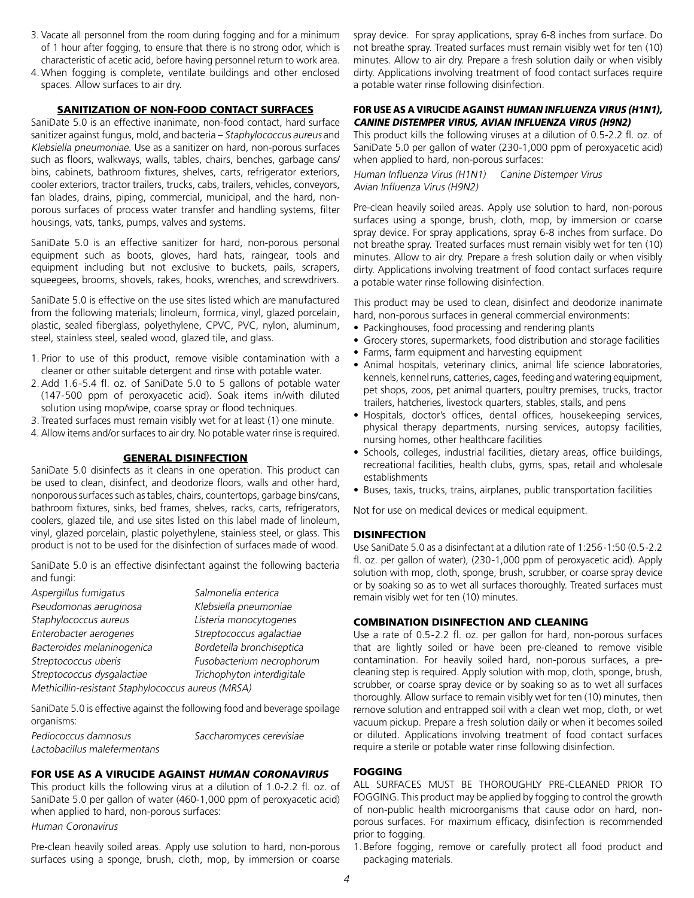3. Vacate all personnel from the room during fogging and for a minimum of 1 hour after fogging, to ensure that there is no strong odor, which is characteristic of acetic acid, before having personnel return to work area.
4. When fogging is complete, ventilate buildings and other enclosed spaces. Allow surfaces to air dry.

## SANITIZATION OF NON-FOOD CONTACT SURFACES

SaniDate 5.0 is an effective inanimate, non-food contact, hard surface sanitizer against fungus, mold, and bacteria – *Staphylococcus aureus* and *Klebsiella pneumoniae.* Use as a sanitizer on hard, non-porous surfaces such as floors, walkways, walls, tables, chairs, benches, garbage cans/bins, cabinets, bathroom fixtures, shelves, carts, refrigerator exteriors, cooler exteriors, tractor trailers, trucks, cabs, trailers, vehicles, conveyors, fan blades, drains, piping, commercial, municipal, and the hard, non-porous surfaces of process water transfer and handling systems, filter housings, vats, tanks, pumps, valves and systems.

SaniDate 5.0 is an effective sanitizer for hard, non-porous personal equipment such as boots, gloves, hard hats, raingear, tools and equipment including but not exclusive to buckets, pails, scrapers, squeegees, brooms, shovels, rakes, hooks, wrenches, and screwdrivers.

SaniDate 5.0 is effective on the use sites listed which are manufactured from the following materials; linoleum, formica, vinyl, glazed porcelain, plastic, sealed fiberglass, polyethylene, CPVC, PVC, nylon, aluminum, steel, stainless steel, sealed wood, glazed tile, and glass.

1. Prior to use of this product, remove visible contamination with a cleaner or other suitable detergent and rinse with potable water.
2. Add 1.6-5.4 fl. oz. of SaniDate 5.0 to 5 gallons of potable water (147-500 ppm of peroxyacetic acid). Soak items in/with diluted solution using mop/wipe, coarse spray or flood techniques.
3. Treated surfaces must remain visibly wet for at least (1) one minute.
4. Allow items and/or surfaces to air dry. No potable water rinse is required.

## GENERAL DISINFECTION

SaniDate 5.0 disinfects as it cleans in one operation. This product can be used to clean, disinfect, and deodorize floors, walls and other hard, nonporous surfaces such as tables, chairs, countertops, garbage bins/cans, bathroom fixtures, sinks, bed frames, shelves, racks, carts, refrigerators, coolers, glazed tile, and use sites listed on this label made of linoleum, vinyl, glazed porcelain, plastic polyethylene, stainless steel, or glass. This product is not to be used for the disinfection of surfaces made of wood.

SaniDate 5.0 is an effective disinfectant against the following bacteria and fungi:

*Aspergillus fumigatus*
*Pseudomonas aeruginosa*
*Staphylococcus aureus*
*Enterobacter aerogenes*
*Bacteroides melaninogenica*
*Streptococcus uberis*
*Streptococcus dysgalactiae*
*Salmonella enterica*
*Klebsiella pneumoniae*
*Listeria monocytogenes*
*Streptococcus agalactiae*
*Bordetella bronchiseptica*
*Fusobacterium necrophorum*
*Trichophyton interdigitale*
*Methicillin-resistant Staphylococcus aureus (MRSA)*

SaniDate 5.0 is effective against the following food and beverage spoilage organisms:

*Pediococcus damnosus*
*Lactobacillus malefermentans*
*Saccharomyces cerevisiae*

## FOR USE AS A VIRUCIDE AGAINST *HUMAN CORONAVIRUS*

This product kills the following virus at a dilution of 1.0-2.2 fl. oz. of SaniDate 5.0 per gallon of water (460-1,000 ppm of peroxyacetic acid) when applied to hard, non-porous surfaces:

*Human Coronavirus*

Pre-clean heavily soiled areas. Apply use solution to hard, non-porous surfaces using a sponge, brush, cloth, mop, by immersion or coarse spray device. For spray applications, spray 6-8 inches from surface. Do not breathe spray. Treated surfaces must remain visibly wet for ten (10) minutes. Allow to air dry. Prepare a fresh solution daily or when visibly dirty. Applications involving treatment of food contact surfaces require a potable water rinse following disinfection.

## FOR USE AS A VIRUCIDE AGAINST *HUMAN INFLUENZA VIRUS (H1N1), CANINE DISTEMPER VIRUS, AVIAN INFLUENZA VIRUS (H9N2)*

This product kills the following viruses at a dilution of 0.5-2.2 fl. oz. of SaniDate 5.0 per gallon of water (230-1,000 ppm of peroxyacetic acid) when applied to hard, non-porous surfaces:

*Human Influenza Virus (H1N1)*
*Canine Distemper Virus*
*Avian Influenza Virus (H9N2)*

Pre-clean heavily soiled areas. Apply use solution to hard, non-porous surfaces using a sponge, brush, cloth, mop, by immersion or coarse spray device. For spray applications, spray 6-8 inches from surface. Do not breathe spray. Treated surfaces must remain visibly wet for ten (10) minutes. Allow to air dry. Prepare a fresh solution daily or when visibly dirty. Applications involving treatment of food contact surfaces require a potable water rinse following disinfection.

This product may be used to clean, disinfect and deodorize inanimate hard, non-porous surfaces in general commercial environments:

- Packinghouses, food processing and rendering plants
- Grocery stores, supermarkets, food distribution and storage facilities
- Farms, farm equipment and harvesting equipment
- Animal hospitals, veterinary clinics, animal life science laboratories, kennels, kennel runs, catteries, cages, feeding and watering equipment, pet shops, zoos, pet animal quarters, poultry premises, trucks, tractor trailers, hatcheries, livestock quarters, stables, stalls, and pens
- Hospitals, doctor's offices, dental offices, housekeeping services, physical therapy departments, nursing services, autopsy facilities, nursing homes, other healthcare facilities
- Schools, colleges, industrial facilities, dietary areas, office buildings, recreational facilities, health clubs, gyms, spas, retail and wholesale establishments
- Buses, taxis, trucks, trains, airplanes, public transportation facilities

Not for use on medical devices or medical equipment.

### DISINFECTION

Use SaniDate 5.0 as a disinfectant at a dilution rate of 1:256-1:50 (0.5-2.2 fl. oz. per gallon of water), (230-1,000 ppm of peroxyacetic acid). Apply solution with mop, cloth, sponge, brush, scrubber, or coarse spray device or by soaking so as to wet all surfaces thoroughly. Treated surfaces must remain visibly wet for ten (10) minutes.

### COMBINATION DISINFECTION AND CLEANING

Use a rate of 0.5-2.2 fl. oz. per gallon for hard, non-porous surfaces that are lightly soiled or have been pre-cleaned to remove visible contamination. For heavily soiled hard, non-porous surfaces, a pre-cleaning step is required. Apply solution with mop, cloth, sponge, brush, scrubber, or coarse spray device or by soaking so as to wet all surfaces thoroughly. Allow surface to remain visibly wet for ten (10) minutes, then remove solution and entrapped soil with a clean wet mop, cloth, or wet vacuum pickup. Prepare a fresh solution daily or when it becomes soiled or diluted. Applications involving treatment of food contact surfaces require a sterile or potable water rinse following disinfection.

### FOGGING

ALL SURFACES MUST BE THOROUGHLY PRE-CLEANED PRIOR TO FOGGING. This product may be applied by fogging to control the growth of non-public health microorganisms that cause odor on hard, non-porous surfaces. For maximum efficacy, disinfection is recommended prior to fogging.

1. Before fogging, remove or carefully protect all food product and packaging materials.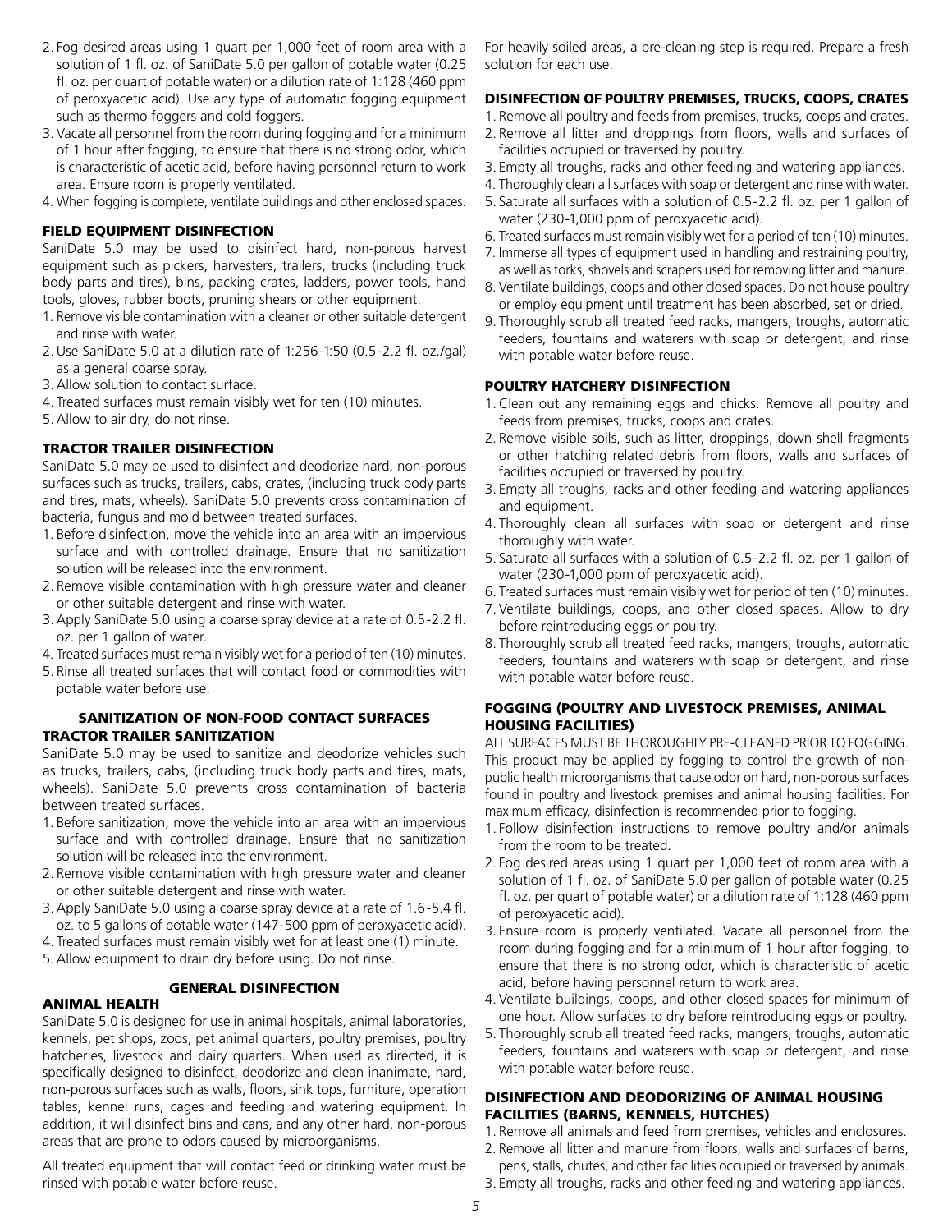2. Fog desired areas using 1 quart per 1,000 feet of room area with a solution of 1 fl. oz. of SaniDate 5.0 per gallon of potable water (0.25 fl. oz. per quart of potable water) or a dilution rate of 1:128 (460 ppm of peroxyacetic acid). Use any type of automatic fogging equipment such as thermo foggers and cold foggers.
3. Vacate all personnel from the room during fogging and for a minimum of 1 hour after fogging, to ensure that there is no strong odor, which is characteristic of acetic acid, before having personnel return to work area. Ensure room is properly ventilated.
4. When fogging is complete, ventilate buildings and other enclosed spaces.

### FIELD EQUIPMENT DISINFECTION

SaniDate 5.0 may be used to disinfect hard, non-porous harvest equipment such as pickers, harvesters, trailers, trucks (including truck body parts and tires), bins, packing crates, ladders, power tools, hand tools, gloves, rubber boots, pruning shears or other equipment.

1. Remove visible contamination with a cleaner or other suitable detergent and rinse with water.
2. Use SaniDate 5.0 at a dilution rate of 1:256-1:50 (0.5-2.2 fl. oz./gal) as a general coarse spray.
3. Allow solution to contact surface.
4. Treated surfaces must remain visibly wet for ten (10) minutes.
5. Allow to air dry, do not rinse.

### TRACTOR TRAILER DISINFECTION

SaniDate 5.0 may be used to disinfect and deodorize hard, non-porous surfaces such as trucks, trailers, cabs, crates, (including truck body parts and tires, mats, wheels). SaniDate 5.0 prevents cross contamination of bacteria, fungus and mold between treated surfaces.

1. Before disinfection, move the vehicle into an area with an impervious surface and with controlled drainage. Ensure that no sanitization solution will be released into the environment.
2. Remove visible contamination with high pressure water and cleaner or other suitable detergent and rinse with water.
3. Apply SaniDate 5.0 using a coarse spray device at a rate of 0.5-2.2 fl. oz. per 1 gallon of water.
4. Treated surfaces must remain visibly wet for a period of ten (10) minutes.
5. Rinse all treated surfaces that will contact food or commodities with potable water before use.

## SANITIZATION OF NON-FOOD CONTACT SURFACES

### TRACTOR TRAILER SANITIZATION

SaniDate 5.0 may be used to sanitize and deodorize vehicles such as trucks, trailers, cabs, (including truck body parts and tires, mats, wheels). SaniDate 5.0 prevents cross contamination of bacteria between treated surfaces.

1. Before sanitization, move the vehicle into an area with an impervious surface and with controlled drainage. Ensure that no sanitization solution will be released into the environment.
2. Remove visible contamination with high pressure water and cleaner or other suitable detergent and rinse with water.
3. Apply SaniDate 5.0 using a coarse spray device at a rate of 1.6-5.4 fl. oz. to 5 gallons of potable water (147-500 ppm of peroxyacetic acid).
4. Treated surfaces must remain visibly wet for at least one (1) minute.
5. Allow equipment to drain dry before using. Do not rinse.

## GENERAL DISINFECTION

### ANIMAL HEALTH

SaniDate 5.0 is designed for use in animal hospitals, animal laboratories, kennels, pet shops, zoos, pet animal quarters, poultry premises, poultry hatcheries, livestock and dairy quarters. When used as directed, it is specifically designed to disinfect, deodorize and clean inanimate, hard, non-porous surfaces such as walls, floors, sink tops, furniture, operation tables, kennel runs, cages and feeding and watering equipment. In addition, it will disinfect bins and cans, and any other hard, non-porous areas that are prone to odors caused by microorganisms.

All treated equipment that will contact feed or drinking water must be rinsed with potable water before reuse.

For heavily soiled areas, a pre-cleaning step is required. Prepare a fresh solution for each use.

### DISINFECTION OF POULTRY PREMISES, TRUCKS, COOPS, CRATES

1. Remove all poultry and feeds from premises, trucks, coops and crates.
2. Remove all litter and droppings from floors, walls and surfaces of facilities occupied or traversed by poultry.
3. Empty all troughs, racks and other feeding and watering appliances.
4. Thoroughly clean all surfaces with soap or detergent and rinse with water.
5. Saturate all surfaces with a solution of 0.5-2.2 fl. oz. per 1 gallon of water (230-1,000 ppm of peroxyacetic acid).
6. Treated surfaces must remain visibly wet for a period of ten (10) minutes.
7. Immerse all types of equipment used in handling and restraining poultry, as well as forks, shovels and scrapers used for removing litter and manure.
8. Ventilate buildings, coops and other closed spaces. Do not house poultry or employ equipment until treatment has been absorbed, set or dried.
9. Thoroughly scrub all treated feed racks, mangers, troughs, automatic feeders, fountains and waterers with soap or detergent, and rinse with potable water before reuse.

### POULTRY HATCHERY DISINFECTION

1. Clean out any remaining eggs and chicks. Remove all poultry and feeds from premises, trucks, coops and crates.
2. Remove visible soils, such as litter, droppings, down shell fragments or other hatching related debris from floors, walls and surfaces of facilities occupied or traversed by poultry.
3. Empty all troughs, racks and other feeding and watering appliances and equipment.
4. Thoroughly clean all surfaces with soap or detergent and rinse thoroughly with water.
5. Saturate all surfaces with a solution of 0.5-2.2 fl. oz. per 1 gallon of water (230-1,000 ppm of peroxyacetic acid).
6. Treated surfaces must remain visibly wet for period of ten (10) minutes.
7. Ventilate buildings, coops, and other closed spaces. Allow to dry before reintroducing eggs or poultry.
8. Thoroughly scrub all treated feed racks, mangers, troughs, automatic feeders, fountains and waterers with soap or detergent, and rinse with potable water before reuse.

### FOGGING (POULTRY AND LIVESTOCK PREMISES, ANIMAL HOUSING FACILITIES)

ALL SURFACES MUST BE THOROUGHLY PRE-CLEANED PRIOR TO FOGGING. This product may be applied by fogging to control the growth of non-public health microorganisms that cause odor on hard, non-porous surfaces found in poultry and livestock premises and animal housing facilities. For maximum efficacy, disinfection is recommended prior to fogging.

1. Follow disinfection instructions to remove poultry and/or animals from the room to be treated.
2. Fog desired areas using 1 quart per 1,000 feet of room area with a solution of 1 fl. oz. of SaniDate 5.0 per gallon of potable water (0.25 fl. oz. per quart of potable water) or a dilution rate of 1:128 (460 ppm of peroxyacetic acid).
3. Ensure room is properly ventilated. Vacate all personnel from the room during fogging and for a minimum of 1 hour after fogging, to ensure that there is no strong odor, which is characteristic of acetic acid, before having personnel return to work area.
4. Ventilate buildings, coops, and other closed spaces for minimum of one hour. Allow surfaces to dry before reintroducing eggs or poultry.
5. Thoroughly scrub all treated feed racks, mangers, troughs, automatic feeders, fountains and waterers with soap or detergent, and rinse with potable water before reuse.

### DISINFECTION AND DEODORIZING OF ANIMAL HOUSING FACILITIES (BARNS, KENNELS, HUTCHES)

1. Remove all animals and feed from premises, vehicles and enclosures.
2. Remove all litter and manure from floors, walls and surfaces of barns, pens, stalls, chutes, and other facilities occupied or traversed by animals.
3. Empty all troughs, racks and other feeding and watering appliances.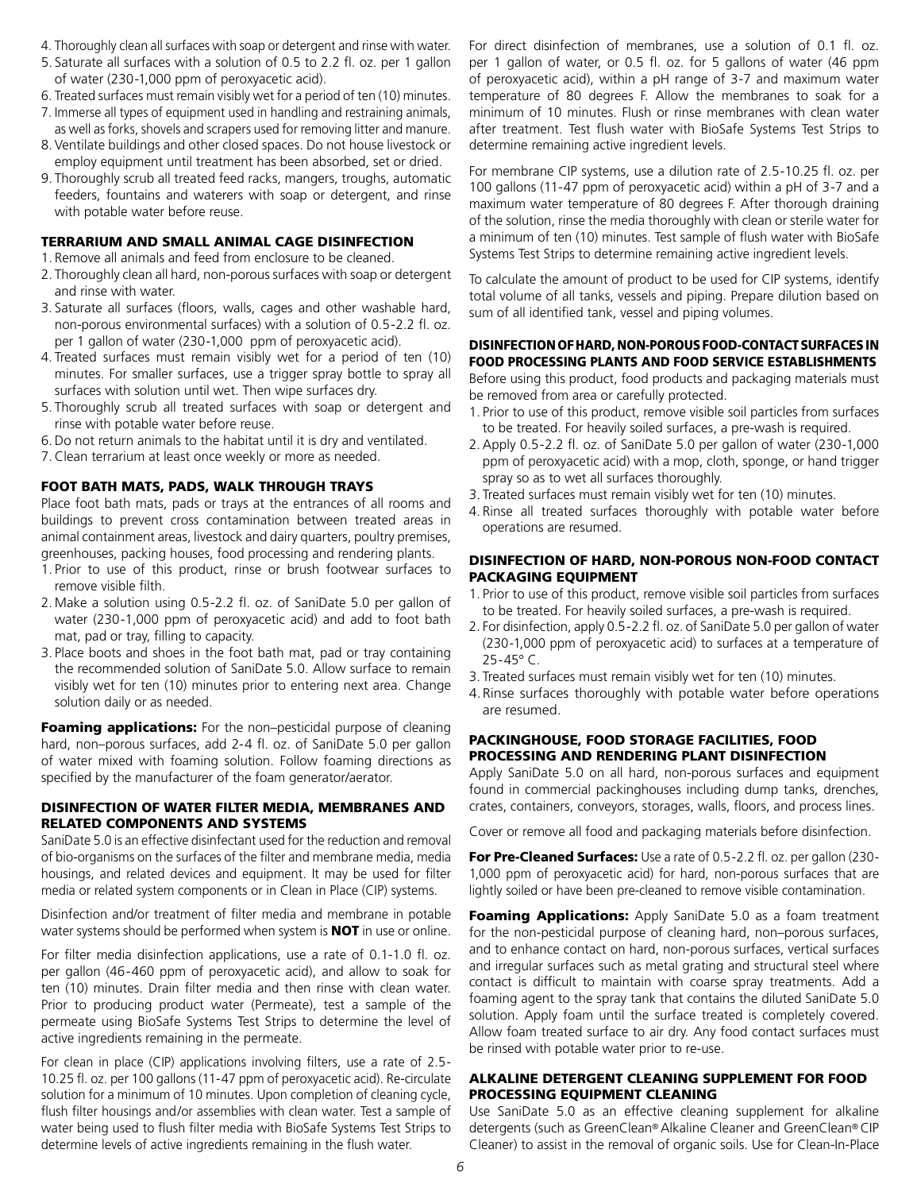4. Thoroughly clean all surfaces with soap or detergent and rinse with water.
5. Saturate all surfaces with a solution of 0.5 to 2.2 fl. oz. per 1 gallon of water (230-1,000 ppm of peroxyacetic acid).
6. Treated surfaces must remain visibly wet for a period of ten (10) minutes.
7. Immerse all types of equipment used in handling and restraining animals, as well as forks, shovels and scrapers used for removing litter and manure.
8. Ventilate buildings and other closed spaces. Do not house livestock or employ equipment until treatment has been absorbed, set or dried.
9. Thoroughly scrub all treated feed racks, mangers, troughs, automatic feeders, fountains and waterers with soap or detergent, and rinse with potable water before reuse.

### TERRARIUM AND SMALL ANIMAL CAGE DISINFECTION

1. Remove all animals and feed from enclosure to be cleaned.
2. Thoroughly clean all hard, non-porous surfaces with soap or detergent and rinse with water.
3. Saturate all surfaces (floors, walls, cages and other washable hard, non-porous environmental surfaces) with a solution of 0.5-2.2 fl. oz. per 1 gallon of water (230-1,000 ppm of peroxyacetic acid).
4. Treated surfaces must remain visibly wet for a period of ten (10) minutes. For smaller surfaces, use a trigger spray bottle to spray all surfaces with solution until wet. Then wipe surfaces dry.
5. Thoroughly scrub all treated surfaces with soap or detergent and rinse with potable water before reuse.
6. Do not return animals to the habitat until it is dry and ventilated.
7. Clean terrarium at least once weekly or more as needed.

### FOOT BATH MATS, PADS, WALK THROUGH TRAYS

Place foot bath mats, pads or trays at the entrances of all rooms and buildings to prevent cross contamination between treated areas in animal containment areas, livestock and dairy quarters, poultry premises, greenhouses, packing houses, food processing and rendering plants.

1. Prior to use of this product, rinse or brush footwear surfaces to remove visible filth.
2. Make a solution using 0.5-2.2 fl. oz. of SaniDate 5.0 per gallon of water (230-1,000 ppm of peroxyacetic acid) and add to foot bath mat, pad or tray, filling to capacity.
3. Place boots and shoes in the foot bath mat, pad or tray containing the recommended solution of SaniDate 5.0. Allow surface to remain visibly wet for ten (10) minutes prior to entering next area. Change solution daily or as needed.

**Foaming applications:** For the non–pesticidal purpose of cleaning hard, non–porous surfaces, add 2-4 fl. oz. of SaniDate 5.0 per gallon of water mixed with foaming solution. Follow foaming directions as specified by the manufacturer of the foam generator/aerator.

### DISINFECTION OF WATER FILTER MEDIA, MEMBRANES AND RELATED COMPONENTS AND SYSTEMS

SaniDate 5.0 is an effective disinfectant used for the reduction and removal of bio-organisms on the surfaces of the filter and membrane media, media housings, and related devices and equipment. It may be used for filter media or related system components or in Clean in Place (CIP) systems.

Disinfection and/or treatment of filter media and membrane in potable water systems should be performed when system is **NOT** in use or online.

For filter media disinfection applications, use a rate of 0.1-1.0 fl. oz. per gallon (46-460 ppm of peroxyacetic acid), and allow to soak for ten (10) minutes. Drain filter media and then rinse with clean water. Prior to producing product water (Permeate), test a sample of the permeate using BioSafe Systems Test Strips to determine the level of active ingredients remaining in the permeate.

For clean in place (CIP) applications involving filters, use a rate of 2.5-10.25 fl. oz. per 100 gallons (11-47 ppm of peroxyacetic acid). Re-circulate solution for a minimum of 10 minutes. Upon completion of cleaning cycle, flush filter housings and/or assemblies with clean water. Test a sample of water being used to flush filter media with BioSafe Systems Test Strips to determine levels of active ingredients remaining in the flush water.

For direct disinfection of membranes, use a solution of 0.1 fl. oz. per 1 gallon of water, or 0.5 fl. oz. for 5 gallons of water (46 ppm of peroxyacetic acid), within a pH range of 3-7 and maximum water temperature of 80 degrees F. Allow the membranes to soak for a minimum of 10 minutes. Flush or rinse membranes with clean water after treatment. Test flush water with BioSafe Systems Test Strips to determine remaining active ingredient levels.

For membrane CIP systems, use a dilution rate of 2.5-10.25 fl. oz. per 100 gallons (11-47 ppm of peroxyacetic acid) within a pH of 3-7 and a maximum water temperature of 80 degrees F. After thorough draining of the solution, rinse the media thoroughly with clean or sterile water for a minimum of ten (10) minutes. Test sample of flush water with BioSafe Systems Test Strips to determine remaining active ingredient levels.

To calculate the amount of product to be used for CIP systems, identify total volume of all tanks, vessels and piping. Prepare dilution based on sum of all identified tank, vessel and piping volumes.

### DISINFECTION OF HARD, NON-POROUS FOOD-CONTACT SURFACES IN FOOD PROCESSING PLANTS AND FOOD SERVICE ESTABLISHMENTS

Before using this product, food products and packaging materials must be removed from area or carefully protected.

1. Prior to use of this product, remove visible soil particles from surfaces to be treated. For heavily soiled surfaces, a pre-wash is required.
2. Apply 0.5-2.2 fl. oz. of SaniDate 5.0 per gallon of water (230-1,000 ppm of peroxyacetic acid) with a mop, cloth, sponge, or hand trigger spray so as to wet all surfaces thoroughly.
3. Treated surfaces must remain visibly wet for ten (10) minutes.
4. Rinse all treated surfaces thoroughly with potable water before operations are resumed.

### DISINFECTION OF HARD, NON-POROUS NON-FOOD CONTACT PACKAGING EQUIPMENT

1. Prior to use of this product, remove visible soil particles from surfaces to be treated. For heavily soiled surfaces, a pre-wash is required.
2. For disinfection, apply 0.5-2.2 fl. oz. of SaniDate 5.0 per gallon of water (230-1,000 ppm of peroxyacetic acid) to surfaces at a temperature of 25-45° C.
3. Treated surfaces must remain visibly wet for ten (10) minutes.
4. Rinse surfaces thoroughly with potable water before operations are resumed.

### PACKINGHOUSE, FOOD STORAGE FACILITIES, FOOD PROCESSING AND RENDERING PLANT DISINFECTION

Apply SaniDate 5.0 on all hard, non-porous surfaces and equipment found in commercial packinghouses including dump tanks, drenches, crates, containers, conveyors, storages, walls, floors, and process lines.

Cover or remove all food and packaging materials before disinfection.

**For Pre-Cleaned Surfaces:** Use a rate of 0.5-2.2 fl. oz. per gallon (230-1,000 ppm of peroxyacetic acid) for hard, non-porous surfaces that are lightly soiled or have been pre-cleaned to remove visible contamination.

**Foaming Applications:** Apply SaniDate 5.0 as a foam treatment for the non-pesticidal purpose of cleaning hard, non–porous surfaces, and to enhance contact on hard, non-porous surfaces, vertical surfaces and irregular surfaces such as metal grating and structural steel where contact is difficult to maintain with coarse spray treatments. Add a foaming agent to the spray tank that contains the diluted SaniDate 5.0 solution. Apply foam until the surface treated is completely covered. Allow foam treated surface to air dry. Any food contact surfaces must be rinsed with potable water prior to re-use.

### ALKALINE DETERGENT CLEANING SUPPLEMENT FOR FOOD PROCESSING EQUIPMENT CLEANING

Use SaniDate 5.0 as an effective cleaning supplement for alkaline detergents (such as GreenClean® Alkaline Cleaner and GreenClean® CIP Cleaner) to assist in the removal of organic soils. Use for Clean-In-Place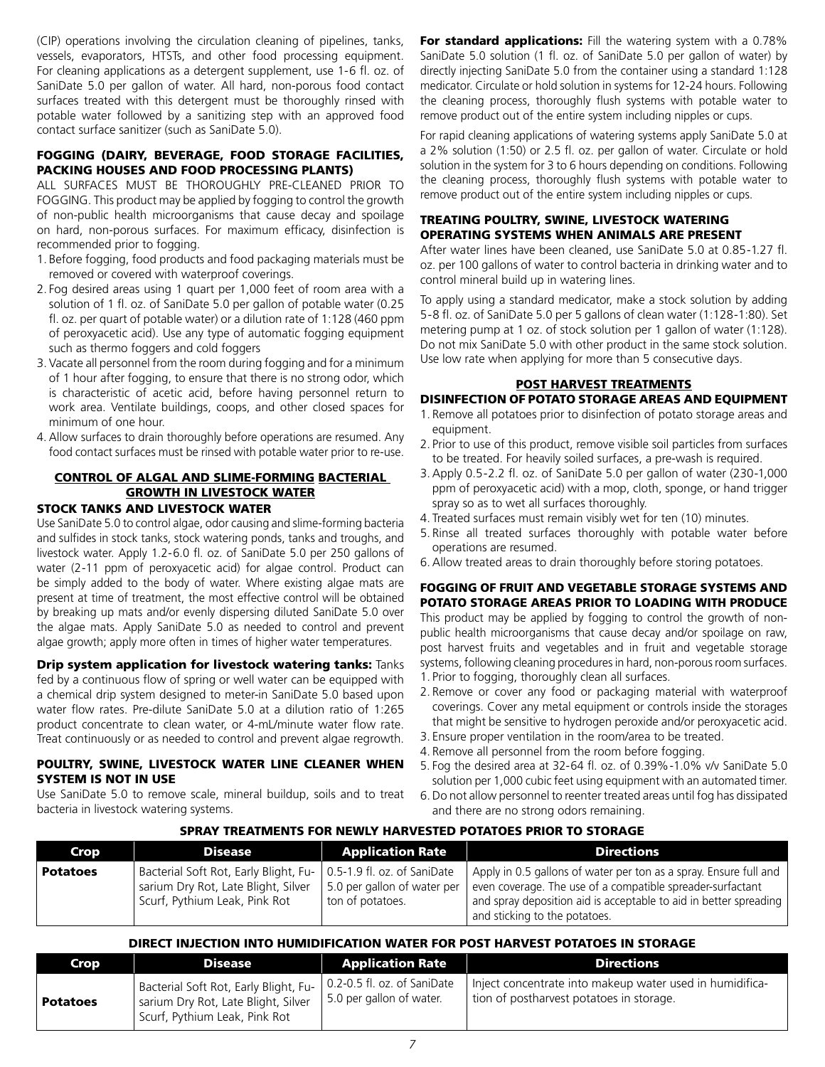(CIP) operations involving the circulation cleaning of pipelines, tanks, vessels, evaporators, HTSTs, and other food processing equipment. For cleaning applications as a detergent supplement, use 1-6 fl. oz. of SaniDate 5.0 per gallon of water. All hard, non-porous food contact surfaces treated with this detergent must be thoroughly rinsed with potable water followed by a sanitizing step with an approved food contact surface sanitizer (such as SaniDate 5.0).

### FOGGING (DAIRY, BEVERAGE, FOOD STORAGE FACILITIES, PACKING HOUSES AND FOOD PROCESSING PLANTS)

ALL SURFACES MUST BE THOROUGHLY PRE-CLEANED PRIOR TO FOGGING. This product may be applied by fogging to control the growth of non-public health microorganisms that cause decay and spoilage on hard, non-porous surfaces. For maximum efficacy, disinfection is recommended prior to fogging.

1. Before fogging, food products and food packaging materials must be removed or covered with waterproof coverings.
2. Fog desired areas using 1 quart per 1,000 feet of room area with a solution of 1 fl. oz. of SaniDate 5.0 per gallon of potable water (0.25 fl. oz. per quart of potable water) or a dilution rate of 1:128 (460 ppm of peroxyacetic acid). Use any type of automatic fogging equipment such as thermo foggers and cold foggers
3. Vacate all personnel from the room during fogging and for a minimum of 1 hour after fogging, to ensure that there is no strong odor, which is characteristic of acetic acid, before having personnel return to work area. Ventilate buildings, coops, and other closed spaces for minimum of one hour.
4. Allow surfaces to drain thoroughly before operations are resumed. Any food contact surfaces must be rinsed with potable water prior to re-use.

## CONTROL OF ALGAL AND SLIME-FORMING BACTERIAL GROWTH IN LIVESTOCK WATER

### STOCK TANKS AND LIVESTOCK WATER

Use SaniDate 5.0 to control algae, odor causing and slime-forming bacteria and sulfides in stock tanks, stock watering ponds, tanks and troughs, and livestock water. Apply 1.2-6.0 fl. oz. of SaniDate 5.0 per 250 gallons of water (2-11 ppm of peroxyacetic acid) for algae control. Product can be simply added to the body of water. Where existing algae mats are present at time of treatment, the most effective control will be obtained by breaking up mats and/or evenly dispersing diluted SaniDate 5.0 over the algae mats. Apply SaniDate 5.0 as needed to control and prevent algae growth; apply more often in times of higher water temperatures.

**Drip system application for livestock watering tanks:** Tanks fed by a continuous flow of spring or well water can be equipped with a chemical drip system designed to meter-in SaniDate 5.0 based upon water flow rates. Pre-dilute SaniDate 5.0 at a dilution ratio of 1:265 product concentrate to clean water, or 4-mL/minute water flow rate. Treat continuously or as needed to control and prevent algae regrowth.

### POULTRY, SWINE, LIVESTOCK WATER LINE CLEANER WHEN SYSTEM IS NOT IN USE

Use SaniDate 5.0 to remove scale, mineral buildup, soils and to treat bacteria in livestock watering systems.

**For standard applications:** Fill the watering system with a 0.78% SaniDate 5.0 solution (1 fl. oz. of SaniDate 5.0 per gallon of water) by directly injecting SaniDate 5.0 from the container using a standard 1:128 medicator. Circulate or hold solution in systems for 12-24 hours. Following the cleaning process, thoroughly flush systems with potable water to remove product out of the entire system including nipples or cups.

For rapid cleaning applications of watering systems apply SaniDate 5.0 at a 2% solution (1:50) or 2.5 fl. oz. per gallon of water. Circulate or hold solution in the system for 3 to 6 hours depending on conditions. Following the cleaning process, thoroughly flush systems with potable water to remove product out of the entire system including nipples or cups.

### TREATING POULTRY, SWINE, LIVESTOCK WATERING OPERATING SYSTEMS WHEN ANIMALS ARE PRESENT

After water lines have been cleaned, use SaniDate 5.0 at 0.85-1.27 fl. oz. per 100 gallons of water to control bacteria in drinking water and to control mineral build up in watering lines.

To apply using a standard medicator, make a stock solution by adding 5-8 fl. oz. of SaniDate 5.0 per 5 gallons of clean water (1:128-1:80). Set metering pump at 1 oz. of stock solution per 1 gallon of water (1:128). Do not mix SaniDate 5.0 with other product in the same stock solution. Use low rate when applying for more than 5 consecutive days.

## POST HARVEST TREATMENTS

### DISINFECTION OF POTATO STORAGE AREAS AND EQUIPMENT

1. Remove all potatoes prior to disinfection of potato storage areas and equipment.
2. Prior to use of this product, remove visible soil particles from surfaces to be treated. For heavily soiled surfaces, a pre-wash is required.
3. Apply 0.5-2.2 fl. oz. of SaniDate 5.0 per gallon of water (230-1,000 ppm of peroxyacetic acid) with a mop, cloth, sponge, or hand trigger spray so as to wet all surfaces thoroughly.
4. Treated surfaces must remain visibly wet for ten (10) minutes.
5. Rinse all treated surfaces thoroughly with potable water before operations are resumed.
6. Allow treated areas to drain thoroughly before storing potatoes.

### FOGGING OF FRUIT AND VEGETABLE STORAGE SYSTEMS AND POTATO STORAGE AREAS PRIOR TO LOADING WITH PRODUCE

This product may be applied by fogging to control the growth of non-public health microorganisms that cause decay and/or spoilage on raw, post harvest fruits and vegetables and in fruit and vegetable storage systems, following cleaning procedures in hard, non-porous room surfaces.

1. Prior to fogging, thoroughly clean all surfaces.
2. Remove or cover any food or packaging material with waterproof coverings. Cover any metal equipment or controls inside the storages that might be sensitive to hydrogen peroxide and/or peroxyacetic acid.
3. Ensure proper ventilation in the room/area to be treated.
4. Remove all personnel from the room before fogging.
5. Fog the desired area at 32-64 fl. oz. of 0.39%-1.0% v/v SaniDate 5.0 solution per 1,000 cubic feet using equipment with an automated timer.
6. Do not allow personnel to reenter treated areas until fog has dissipated and there are no strong odors remaining.

### SPRAY TREATMENTS FOR NEWLY HARVESTED POTATOES PRIOR TO STORAGE

| Crop | Disease | Application Rate | Directions |
|---|---|---|---|
| **Potatoes** | Bacterial Soft Rot, Early Blight, Fusarium Dry Rot, Late Blight, Silver Scurf, Pythium Leak, Pink Rot | 0.5-1.9 fl. oz. of SaniDate 5.0 per gallon of water per ton of potatoes. | Apply in 0.5 gallons of water per ton as a spray. Ensure full and even coverage. The use of a compatible spreader-surfactant and spray deposition aid is acceptable to aid in better spreading and sticking to the potatoes. |

### DIRECT INJECTION INTO HUMIDIFICATION WATER FOR POST HARVEST POTATOES IN STORAGE

| Crop | Disease | Application Rate | Directions |
|---|---|---|---|
| **Potatoes** | Bacterial Soft Rot, Early Blight, Fusarium Dry Rot, Late Blight, Silver Scurf, Pythium Leak, Pink Rot | 0.2-0.5 fl. oz. of SaniDate 5.0 per gallon of water. | Inject concentrate into makeup water used in humidification of postharvest potatoes in storage. |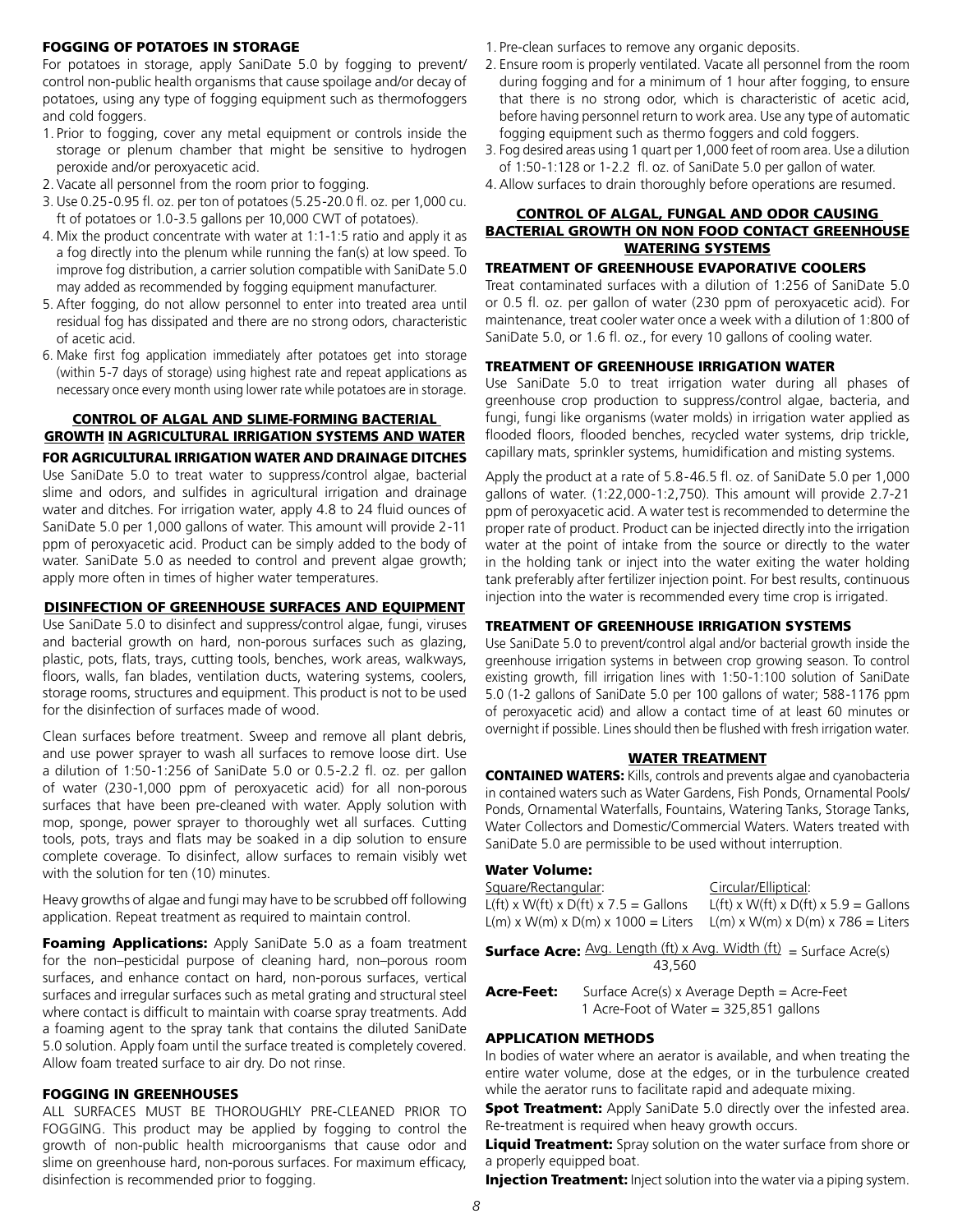### FOGGING OF POTATOES IN STORAGE

For potatoes in storage, apply SaniDate 5.0 by fogging to prevent/control non-public health organisms that cause spoilage and/or decay of potatoes, using any type of fogging equipment such as thermofoggers and cold foggers.

1. Prior to fogging, cover any metal equipment or controls inside the storage or plenum chamber that might be sensitive to hydrogen peroxide and/or peroxyacetic acid.
2. Vacate all personnel from the room prior to fogging.
3. Use 0.25-0.95 fl. oz. per ton of potatoes (5.25-20.0 fl. oz. per 1,000 cu. ft of potatoes or 1.0-3.5 gallons per 10,000 CWT of potatoes).
4. Mix the product concentrate with water at 1:1-1:5 ratio and apply it as a fog directly into the plenum while running the fan(s) at low speed. To improve fog distribution, a carrier solution compatible with SaniDate 5.0 may added as recommended by fogging equipment manufacturer.
5. After fogging, do not allow personnel to enter into treated area until residual fog has dissipated and there are no strong odors, characteristic of acetic acid.
6. Make first fog application immediately after potatoes get into storage (within 5-7 days of storage) using highest rate and repeat applications as necessary once every month using lower rate while potatoes are in storage.

## CONTROL OF ALGAL AND SLIME-FORMING BACTERIAL GROWTH IN AGRICULTURAL IRRIGATION SYSTEMS AND WATER

### FOR AGRICULTURAL IRRIGATION WATER AND DRAINAGE DITCHES

Use SaniDate 5.0 to treat water to suppress/control algae, bacterial slime and odors, and sulfides in agricultural irrigation and drainage water and ditches. For irrigation water, apply 4.8 to 24 fluid ounces of SaniDate 5.0 per 1,000 gallons of water. This amount will provide 2-11 ppm of peroxyacetic acid. Product can be simply added to the body of water. SaniDate 5.0 as needed to control and prevent algae growth; apply more often in times of higher water temperatures.

## DISINFECTION OF GREENHOUSE SURFACES AND EQUIPMENT

Use SaniDate 5.0 to disinfect and suppress/control algae, fungi, viruses and bacterial growth on hard, non-porous surfaces such as glazing, plastic, pots, flats, trays, cutting tools, benches, work areas, walkways, floors, walls, fan blades, ventilation ducts, watering systems, coolers, storage rooms, structures and equipment. This product is not to be used for the disinfection of surfaces made of wood.

Clean surfaces before treatment. Sweep and remove all plant debris, and use power sprayer to wash all surfaces to remove loose dirt. Use a dilution of 1:50-1:256 of SaniDate 5.0 or 0.5-2.2 fl. oz. per gallon of water (230-1,000 ppm of peroxyacetic acid) for all non-porous surfaces that have been pre-cleaned with water. Apply solution with mop, sponge, power sprayer to thoroughly wet all surfaces. Cutting tools, pots, trays and flats may be soaked in a dip solution to ensure complete coverage. To disinfect, allow surfaces to remain visibly wet with the solution for ten (10) minutes.

Heavy growths of algae and fungi may have to be scrubbed off following application. Repeat treatment as required to maintain control.

**Foaming Applications:** Apply SaniDate 5.0 as a foam treatment for the non–pesticidal purpose of cleaning hard, non–porous room surfaces, and enhance contact on hard, non-porous surfaces, vertical surfaces and irregular surfaces such as metal grating and structural steel where contact is difficult to maintain with coarse spray treatments. Add a foaming agent to the spray tank that contains the diluted SaniDate 5.0 solution. Apply foam until the surface treated is completely covered. Allow foam treated surface to air dry. Do not rinse.

### FOGGING IN GREENHOUSES

ALL SURFACES MUST BE THOROUGHLY PRE-CLEANED PRIOR TO FOGGING. This product may be applied by fogging to control the growth of non-public health microorganisms that cause odor and slime on greenhouse hard, non-porous surfaces. For maximum efficacy, disinfection is recommended prior to fogging.

1. Pre-clean surfaces to remove any organic deposits.
2. Ensure room is properly ventilated. Vacate all personnel from the room during fogging and for a minimum of 1 hour after fogging, to ensure that there is no strong odor, which is characteristic of acetic acid, before having personnel return to work area. Use any type of automatic fogging equipment such as thermo foggers and cold foggers.
3. Fog desired areas using 1 quart per 1,000 feet of room area. Use a dilution of 1:50-1:128 or 1-2.2 fl. oz. of SaniDate 5.0 per gallon of water.
4. Allow surfaces to drain thoroughly before operations are resumed.

## CONTROL OF ALGAL, FUNGAL AND ODOR CAUSING BACTERIAL GROWTH ON NON FOOD CONTACT GREENHOUSE WATERING SYSTEMS

### TREATMENT OF GREENHOUSE EVAPORATIVE COOLERS

Treat contaminated surfaces with a dilution of 1:256 of SaniDate 5.0 or 0.5 fl. oz. per gallon of water (230 ppm of peroxyacetic acid). For maintenance, treat cooler water once a week with a dilution of 1:800 of SaniDate 5.0, or 1.6 fl. oz., for every 10 gallons of cooling water.

### TREATMENT OF GREENHOUSE IRRIGATION WATER

Use SaniDate 5.0 to treat irrigation water during all phases of greenhouse crop production to suppress/control algae, bacteria, and fungi, fungi like organisms (water molds) in irrigation water applied as flooded floors, flooded benches, recycled water systems, drip trickle, capillary mats, sprinkler systems, humidification and misting systems.

Apply the product at a rate of 5.8-46.5 fl. oz. of SaniDate 5.0 per 1,000 gallons of water. (1:22,000-1:2,750). This amount will provide 2.7-21 ppm of peroxyacetic acid. A water test is recommended to determine the proper rate of product. Product can be injected directly into the irrigation water at the point of intake from the source or directly to the water in the holding tank or inject into the water exiting the water holding tank preferably after fertilizer injection point. For best results, continuous injection into the water is recommended every time crop is irrigated.

### TREATMENT OF GREENHOUSE IRRIGATION SYSTEMS

Use SaniDate 5.0 to prevent/control algal and/or bacterial growth inside the greenhouse irrigation systems in between crop growing season. To control existing growth, fill irrigation lines with 1:50-1:100 solution of SaniDate 5.0 (1-2 gallons of SaniDate 5.0 per 100 gallons of water; 588-1176 ppm of peroxyacetic acid) and allow a contact time of at least 60 minutes or overnight if possible. Lines should then be flushed with fresh irrigation water.

## WATER TREATMENT

**CONTAINED WATERS:** Kills, controls and prevents algae and cyanobacteria in contained waters such as Water Gardens, Fish Ponds, Ornamental Pools/Ponds, Ornamental Waterfalls, Fountains, Watering Tanks, Storage Tanks, Water Collectors and Domestic/Commercial Waters. Waters treated with SaniDate 5.0 are permissible to be used without interruption.

### Water Volume:

| Square/Rectangular: | Circular/Elliptical: |
|---|---|
| L(ft) x W(ft) x D(ft) x 7.5 = Gallons | L(ft) x W(ft) x D(ft) x 5.9 = Gallons |
| L(m) x W(m) x D(m) x 1000 = Liters | L(m) x W(m) x D(m) x 786 = Liters |

**Surface Acre:** $\frac{\text{Avg. Length (ft) x Avg. Width (ft)}}{43,560}$ = Surface Acre(s)

**Acre-Feet:** Surface Acre(s) x Average Depth = Acre-Feet
1 Acre-Foot of Water = 325,851 gallons

### APPLICATION METHODS

In bodies of water where an aerator is available, and when treating the entire water volume, dose at the edges, or in the turbulence created while the aerator runs to facilitate rapid and adequate mixing.

**Spot Treatment:** Apply SaniDate 5.0 directly over the infested area. Re-treatment is required when heavy growth occurs.

**Liquid Treatment:** Spray solution on the water surface from shore or a properly equipped boat.

**Injection Treatment:** Inject solution into the water via a piping system.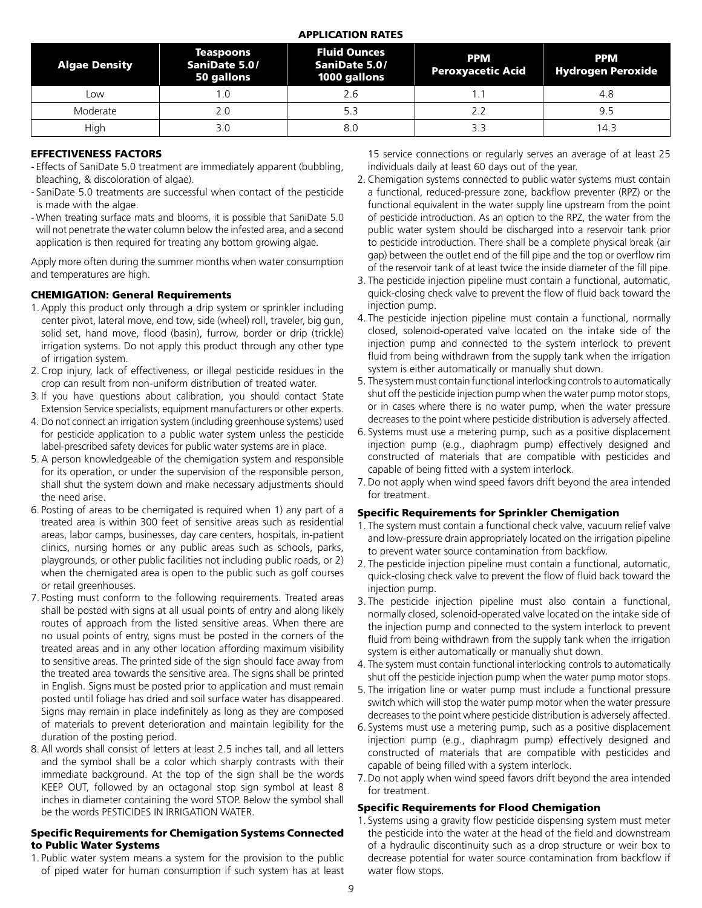## APPLICATION RATES

| Algae Density | Teaspoons SaniDate 5.0/ 50 gallons | Fluid Ounces SaniDate 5.0/ 1000 gallons | PPM Peroxyacetic Acid | PPM Hydrogen Peroxide |
|---|---|---|---|---|
| Low | 1.0 | 2.6 | 1.1 | 4.8 |
| Moderate | 2.0 | 5.3 | 2.2 | 9.5 |
| High | 3.0 | 8.0 | 3.3 | 14.3 |

### EFFECTIVENESS FACTORS

- Effects of SaniDate 5.0 treatment are immediately apparent (bubbling, bleaching, & discoloration of algae).
- SaniDate 5.0 treatments are successful when contact of the pesticide is made with the algae.
- When treating surface mats and blooms, it is possible that SaniDate 5.0 will not penetrate the water column below the infested area, and a second application is then required for treating any bottom growing algae.

Apply more often during the summer months when water consumption and temperatures are high.

### CHEMIGATION: General Requirements

1. Apply this product only through a drip system or sprinkler including center pivot, lateral move, end tow, side (wheel) roll, traveler, big gun, solid set, hand move, flood (basin), furrow, border or drip (trickle) irrigation systems. Do not apply this product through any other type of irrigation system.
2. Crop injury, lack of effectiveness, or illegal pesticide residues in the crop can result from non-uniform distribution of treated water.
3. If you have questions about calibration, you should contact State Extension Service specialists, equipment manufacturers or other experts.
4. Do not connect an irrigation system (including greenhouse systems) used for pesticide application to a public water system unless the pesticide label-prescribed safety devices for public water systems are in place.
5. A person knowledgeable of the chemigation system and responsible for its operation, or under the supervision of the responsible person, shall shut the system down and make necessary adjustments should the need arise.
6. Posting of areas to be chemigated is required when 1) any part of a treated area is within 300 feet of sensitive areas such as residential areas, labor camps, businesses, day care centers, hospitals, in-patient clinics, nursing homes or any public areas such as schools, parks, playgrounds, or other public facilities not including public roads, or 2) when the chemigated area is open to the public such as golf courses or retail greenhouses.
7. Posting must conform to the following requirements. Treated areas shall be posted with signs at all usual points of entry and along likely routes of approach from the listed sensitive areas. When there are no usual points of entry, signs must be posted in the corners of the treated areas and in any other location affording maximum visibility to sensitive areas. The printed side of the sign should face away from the treated area towards the sensitive area. The signs shall be printed in English. Signs must be posted prior to application and must remain posted until foliage has dried and soil surface water has disappeared. Signs may remain in place indefinitely as long as they are composed of materials to prevent deterioration and maintain legibility for the duration of the posting period.
8. All words shall consist of letters at least 2.5 inches tall, and all letters and the symbol shall be a color which sharply contrasts with their immediate background. At the top of the sign shall be the words KEEP OUT, followed by an octagonal stop sign symbol at least 8 inches in diameter containing the word STOP. Below the symbol shall be the words PESTICIDES IN IRRIGATION WATER.

### Specific Requirements for Chemigation Systems Connected to Public Water Systems

1. Public water system means a system for the provision to the public of piped water for human consumption if such system has at least 15 service connections or regularly serves an average of at least 25 individuals daily at least 60 days out of the year.
2. Chemigation systems connected to public water systems must contain a functional, reduced-pressure zone, backflow preventer (RPZ) or the functional equivalent in the water supply line upstream from the point of pesticide introduction. As an option to the RPZ, the water from the public water system should be discharged into a reservoir tank prior to pesticide introduction. There shall be a complete physical break (air gap) between the outlet end of the fill pipe and the top or overflow rim of the reservoir tank of at least twice the inside diameter of the fill pipe.
3. The pesticide injection pipeline must contain a functional, automatic, quick-closing check valve to prevent the flow of fluid back toward the injection pump.
4. The pesticide injection pipeline must contain a functional, normally closed, solenoid-operated valve located on the intake side of the injection pump and connected to the system interlock to prevent fluid from being withdrawn from the supply tank when the irrigation system is either automatically or manually shut down.
5. The system must contain functional interlocking controls to automatically shut off the pesticide injection pump when the water pump motor stops, or in cases where there is no water pump, when the water pressure decreases to the point where pesticide distribution is adversely affected.
6. Systems must use a metering pump, such as a positive displacement injection pump (e.g., diaphragm pump) effectively designed and constructed of materials that are compatible with pesticides and capable of being fitted with a system interlock.
7. Do not apply when wind speed favors drift beyond the area intended for treatment.

### Specific Requirements for Sprinkler Chemigation

1. The system must contain a functional check valve, vacuum relief valve and low-pressure drain appropriately located on the irrigation pipeline to prevent water source contamination from backflow.
2. The pesticide injection pipeline must contain a functional, automatic, quick-closing check valve to prevent the flow of fluid back toward the injection pump.
3. The pesticide injection pipeline must also contain a functional, normally closed, solenoid-operated valve located on the intake side of the injection pump and connected to the system interlock to prevent fluid from being withdrawn from the supply tank when the irrigation system is either automatically or manually shut down.
4. The system must contain functional interlocking controls to automatically shut off the pesticide injection pump when the water pump motor stops.
5. The irrigation line or water pump must include a functional pressure switch which will stop the water pump motor when the water pressure decreases to the point where pesticide distribution is adversely affected.
6. Systems must use a metering pump, such as a positive displacement injection pump (e.g., diaphragm pump) effectively designed and constructed of materials that are compatible with pesticides and capable of being filled with a system interlock.
7. Do not apply when wind speed favors drift beyond the area intended for treatment.

### Specific Requirements for Flood Chemigation

1. Systems using a gravity flow pesticide dispensing system must meter the pesticide into the water at the head of the field and downstream of a hydraulic discontinuity such as a drop structure or weir box to decrease potential for water source contamination from backflow if water flow stops.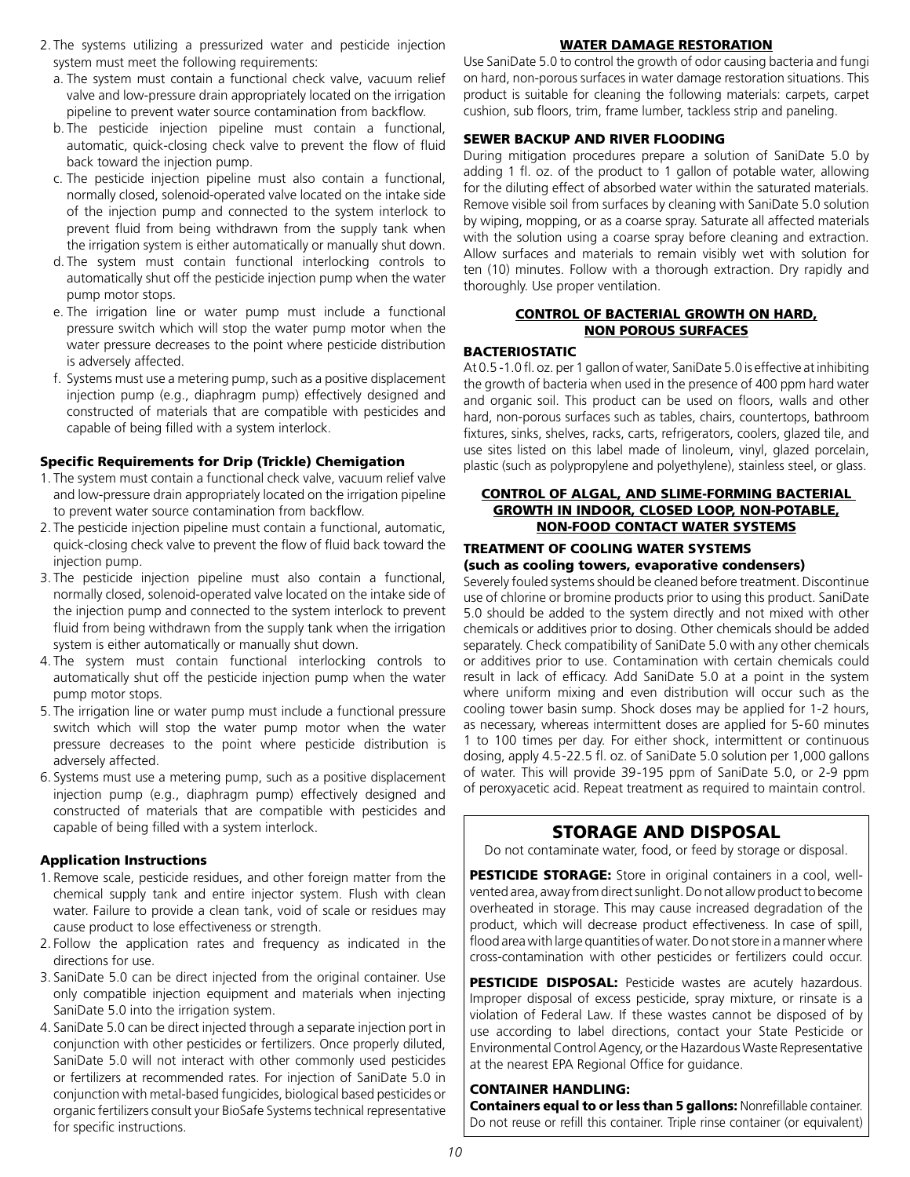2. The systems utilizing a pressurized water and pesticide injection system must meet the following requirements:
   a. The system must contain a functional check valve, vacuum relief valve and low-pressure drain appropriately located on the irrigation pipeline to prevent water source contamination from backflow.
   b. The pesticide injection pipeline must contain a functional, automatic, quick-closing check valve to prevent the flow of fluid back toward the injection pump.
   c. The pesticide injection pipeline must also contain a functional, normally closed, solenoid-operated valve located on the intake side of the injection pump and connected to the system interlock to prevent fluid from being withdrawn from the supply tank when the irrigation system is either automatically or manually shut down.
   d. The system must contain functional interlocking controls to automatically shut off the pesticide injection pump when the water pump motor stops.
   e. The irrigation line or water pump must include a functional pressure switch which will stop the water pump motor when the water pressure decreases to the point where pesticide distribution is adversely affected.
   f. Systems must use a metering pump, such as a positive displacement injection pump (e.g., diaphragm pump) effectively designed and constructed of materials that are compatible with pesticides and capable of being filled with a system interlock.

### Specific Requirements for Drip (Trickle) Chemigation

1. The system must contain a functional check valve, vacuum relief valve and low-pressure drain appropriately located on the irrigation pipeline to prevent water source contamination from backflow.
2. The pesticide injection pipeline must contain a functional, automatic, quick-closing check valve to prevent the flow of fluid back toward the injection pump.
3. The pesticide injection pipeline must also contain a functional, normally closed, solenoid-operated valve located on the intake side of the injection pump and connected to the system interlock to prevent fluid from being withdrawn from the supply tank when the irrigation system is either automatically or manually shut down.
4. The system must contain functional interlocking controls to automatically shut off the pesticide injection pump when the water pump motor stops.
5. The irrigation line or water pump must include a functional pressure switch which will stop the water pump motor when the water pressure decreases to the point where pesticide distribution is adversely affected.
6. Systems must use a metering pump, such as a positive displacement injection pump (e.g., diaphragm pump) effectively designed and constructed of materials that are compatible with pesticides and capable of being filled with a system interlock.

### Application Instructions

1. Remove scale, pesticide residues, and other foreign matter from the chemical supply tank and entire injector system. Flush with clean water. Failure to provide a clean tank, void of scale or residues may cause product to lose effectiveness or strength.
2. Follow the application rates and frequency as indicated in the directions for use.
3. SaniDate 5.0 can be direct injected from the original container. Use only compatible injection equipment and materials when injecting SaniDate 5.0 into the irrigation system.
4. SaniDate 5.0 can be direct injected through a separate injection port in conjunction with other pesticides or fertilizers. Once properly diluted, SaniDate 5.0 will not interact with other commonly used pesticides or fertilizers at recommended rates. For injection of SaniDate 5.0 in conjunction with metal-based fungicides, biological based pesticides or organic fertilizers consult your BioSafe Systems technical representative for specific instructions.

## WATER DAMAGE RESTORATION

Use SaniDate 5.0 to control the growth of odor causing bacteria and fungi on hard, non-porous surfaces in water damage restoration situations. This product is suitable for cleaning the following materials: carpets, carpet cushion, sub floors, trim, frame lumber, tackless strip and paneling.

### SEWER BACKUP AND RIVER FLOODING

During mitigation procedures prepare a solution of SaniDate 5.0 by adding 1 fl. oz. of the product to 1 gallon of potable water, allowing for the diluting effect of absorbed water within the saturated materials. Remove visible soil from surfaces by cleaning with SaniDate 5.0 solution by wiping, mopping, or as a coarse spray. Saturate all affected materials with the solution using a coarse spray before cleaning and extraction. Allow surfaces and materials to remain visibly wet with solution for ten (10) minutes. Follow with a thorough extraction. Dry rapidly and thoroughly. Use proper ventilation.

## CONTROL OF BACTERIAL GROWTH ON HARD, NON POROUS SURFACES

### BACTERIOSTATIC

At 0.5-1.0 fl. oz. per 1 gallon of water, SaniDate 5.0 is effective at inhibiting the growth of bacteria when used in the presence of 400 ppm hard water and organic soil. This product can be used on floors, walls and other hard, non-porous surfaces such as tables, chairs, countertops, bathroom fixtures, sinks, shelves, racks, carts, refrigerators, coolers, glazed tile, and use sites listed on this label made of linoleum, vinyl, glazed porcelain, plastic (such as polypropylene and polyethylene), stainless steel, or glass.

## CONTROL OF ALGAL, AND SLIME-FORMING BACTERIAL GROWTH IN INDOOR, CLOSED LOOP, NON-POTABLE, NON-FOOD CONTACT WATER SYSTEMS

### TREATMENT OF COOLING WATER SYSTEMS (such as cooling towers, evaporative condensers)

Severely fouled systems should be cleaned before treatment. Discontinue use of chlorine or bromine products prior to using this product. SaniDate 5.0 should be added to the system directly and not mixed with other chemicals or additives prior to dosing. Other chemicals should be added separately. Check compatibility of SaniDate 5.0 with any other chemicals or additives prior to use. Contamination with certain chemicals could result in lack of efficacy. Add SaniDate 5.0 at a point in the system where uniform mixing and even distribution will occur such as the cooling tower basin sump. Shock doses may be applied for 1-2 hours, as necessary, whereas intermittent doses are applied for 5-60 minutes 1 to 100 times per day. For either shock, intermittent or continuous dosing, apply 4.5-22.5 fl. oz. of SaniDate 5.0 solution per 1,000 gallons of water. This will provide 39-195 ppm of SaniDate 5.0, or 2-9 ppm of peroxyacetic acid. Repeat treatment as required to maintain control.

## STORAGE AND DISPOSAL

Do not contaminate water, food, or feed by storage or disposal.

**PESTICIDE STORAGE:** Store in original containers in a cool, well-vented area, away from direct sunlight. Do not allow product to become overheated in storage. This may cause increased degradation of the product, which will decrease product effectiveness. In case of spill, flood area with large quantities of water. Do not store in a manner where cross-contamination with other pesticides or fertilizers could occur.

**PESTICIDE DISPOSAL:** Pesticide wastes are acutely hazardous. Improper disposal of excess pesticide, spray mixture, or rinsate is a violation of Federal Law. If these wastes cannot be disposed of by use according to label directions, contact your State Pesticide or Environmental Control Agency, or the Hazardous Waste Representative at the nearest EPA Regional Office for guidance.

**CONTAINER HANDLING:**

**Containers equal to or less than 5 gallons:** Nonrefillable container. Do not reuse or refill this container. Triple rinse container (or equivalent)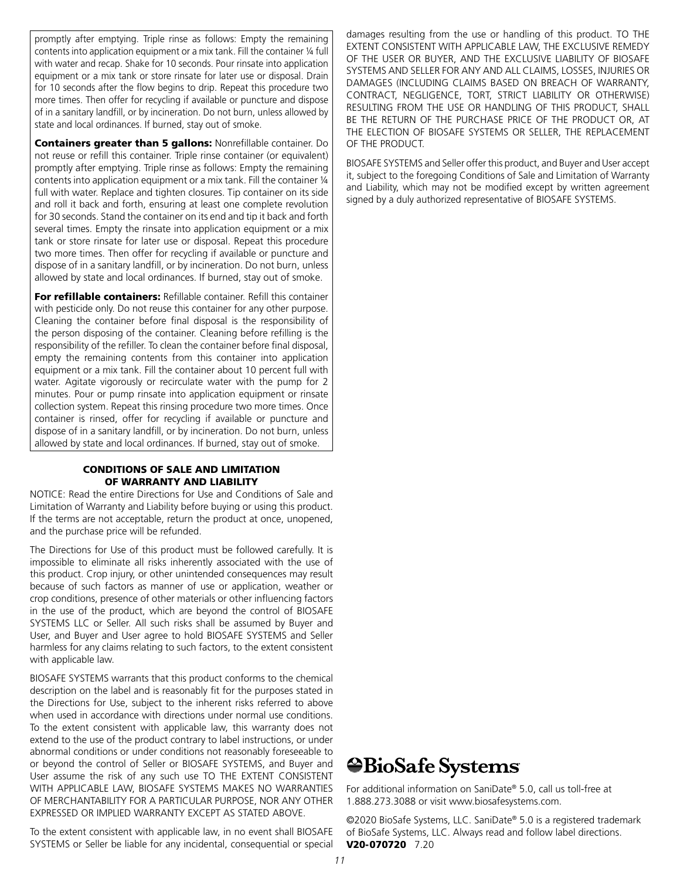promptly after emptying. Triple rinse as follows: Empty the remaining contents into application equipment or a mix tank. Fill the container ¼ full with water and recap. Shake for 10 seconds. Pour rinsate into application equipment or a mix tank or store rinsate for later use or disposal. Drain for 10 seconds after the flow begins to drip. Repeat this procedure two more times. Then offer for recycling if available or puncture and dispose of in a sanitary landfill, or by incineration. Do not burn, unless allowed by state and local ordinances. If burned, stay out of smoke.

**Containers greater than 5 gallons:** Nonrefillable container. Do not reuse or refill this container. Triple rinse container (or equivalent) promptly after emptying. Triple rinse as follows: Empty the remaining contents into application equipment or a mix tank. Fill the container ¼ full with water. Replace and tighten closures. Tip container on its side and roll it back and forth, ensuring at least one complete revolution for 30 seconds. Stand the container on its end and tip it back and forth several times. Empty the rinsate into application equipment or a mix tank or store rinsate for later use or disposal. Repeat this procedure two more times. Then offer for recycling if available or puncture and dispose of in a sanitary landfill, or by incineration. Do not burn, unless allowed by state and local ordinances. If burned, stay out of smoke.

**For refillable containers:** Refillable container. Refill this container with pesticide only. Do not reuse this container for any other purpose. Cleaning the container before final disposal is the responsibility of the person disposing of the container. Cleaning before refilling is the responsibility of the refiller. To clean the container before final disposal, empty the remaining contents from this container into application equipment or a mix tank. Fill the container about 10 percent full with water. Agitate vigorously or recirculate water with the pump for 2 minutes. Pour or pump rinsate into application equipment or rinsate collection system. Repeat this rinsing procedure two more times. Once container is rinsed, offer for recycling if available or puncture and dispose of in a sanitary landfill, or by incineration. Do not burn, unless allowed by state and local ordinances. If burned, stay out of smoke.

## CONDITIONS OF SALE AND LIMITATION OF WARRANTY AND LIABILITY

NOTICE: Read the entire Directions for Use and Conditions of Sale and Limitation of Warranty and Liability before buying or using this product. If the terms are not acceptable, return the product at once, unopened, and the purchase price will be refunded.

The Directions for Use of this product must be followed carefully. It is impossible to eliminate all risks inherently associated with the use of this product. Crop injury, or other unintended consequences may result because of such factors as manner of use or application, weather or crop conditions, presence of other materials or other influencing factors in the use of the product, which are beyond the control of BIOSAFE SYSTEMS LLC or Seller. All such risks shall be assumed by Buyer and User, and Buyer and User agree to hold BIOSAFE SYSTEMS and Seller harmless for any claims relating to such factors, to the extent consistent with applicable law.

BIOSAFE SYSTEMS warrants that this product conforms to the chemical description on the label and is reasonably fit for the purposes stated in the Directions for Use, subject to the inherent risks referred to above when used in accordance with directions under normal use conditions. To the extent consistent with applicable law, this warranty does not extend to the use of the product contrary to label instructions, or under abnormal conditions or under conditions not reasonably foreseeable to or beyond the control of Seller or BIOSAFE SYSTEMS, and Buyer and User assume the risk of any such use TO THE EXTENT CONSISTENT WITH APPLICABLE LAW, BIOSAFE SYSTEMS MAKES NO WARRANTIES OF MERCHANTABILITY FOR A PARTICULAR PURPOSE, NOR ANY OTHER EXPRESSED OR IMPLIED WARRANTY EXCEPT AS STATED ABOVE.

To the extent consistent with applicable law, in no event shall BIOSAFE SYSTEMS or Seller be liable for any incidental, consequential or special damages resulting from the use or handling of this product. TO THE EXTENT CONSISTENT WITH APPLICABLE LAW, THE EXCLUSIVE REMEDY OF THE USER OR BUYER, AND THE EXCLUSIVE LIABILITY OF BIOSAFE SYSTEMS AND SELLER FOR ANY AND ALL CLAIMS, LOSSES, INJURIES OR DAMAGES (INCLUDING CLAIMS BASED ON BREACH OF WARRANTY, CONTRACT, NEGLIGENCE, TORT, STRICT LIABILITY OR OTHERWISE) RESULTING FROM THE USE OR HANDLING OF THIS PRODUCT, SHALL BE THE RETURN OF THE PURCHASE PRICE OF THE PRODUCT OR, AT THE ELECTION OF BIOSAFE SYSTEMS OR SELLER, THE REPLACEMENT OF THE PRODUCT.

BIOSAFE SYSTEMS and Seller offer this product, and Buyer and User accept it, subject to the foregoing Conditions of Sale and Limitation of Warranty and Liability, which may not be modified except by written agreement signed by a duly authorized representative of BIOSAFE SYSTEMS.

**BioSafe Systems**

For additional information on SaniDate® 5.0, call us toll-free at 1.888.273.3088 or visit www.biosafesystems.com.

©2020 BioSafe Systems, LLC. SaniDate® 5.0 is a registered trademark of BioSafe Systems, LLC. Always read and follow label directions.
**V20-070720** 7.20